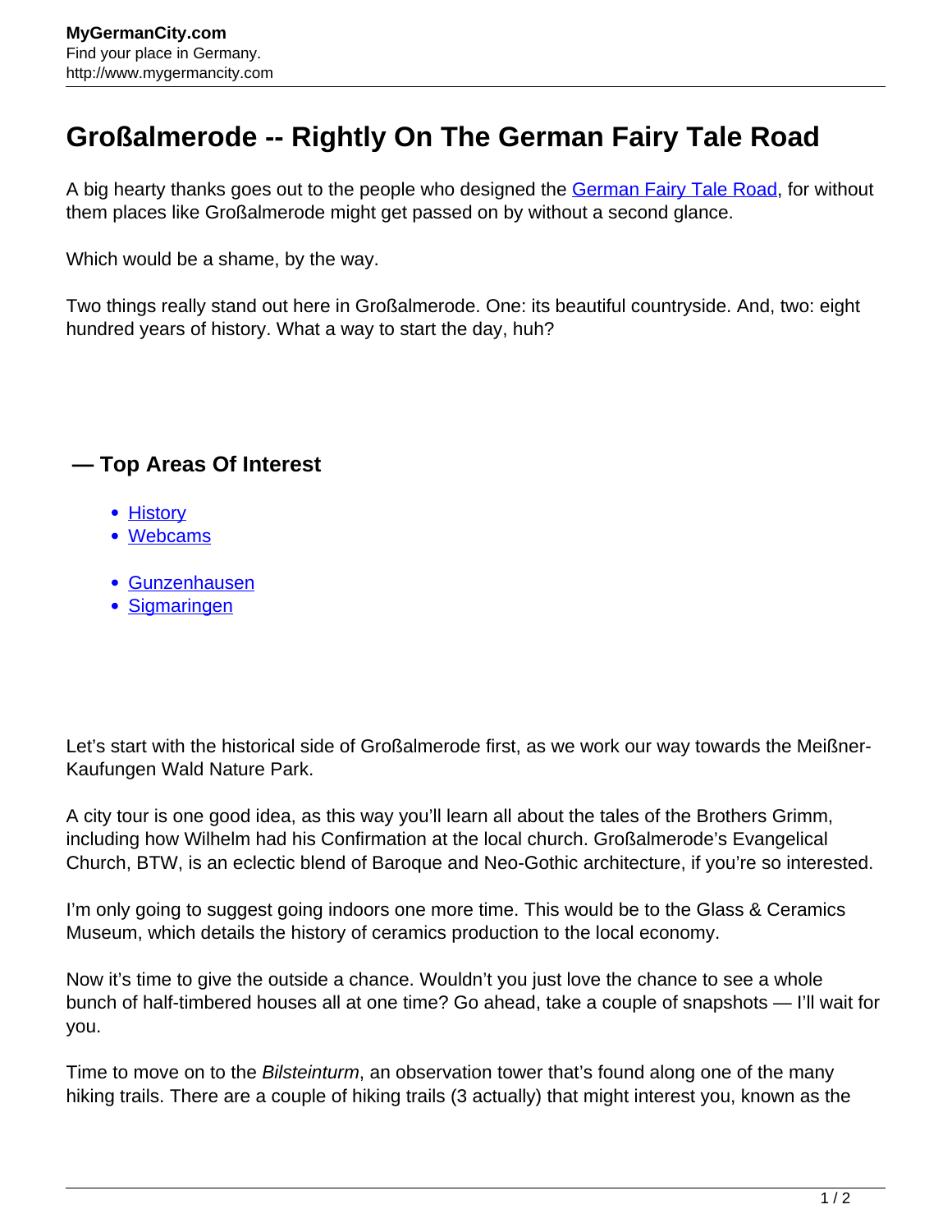# Großalmerode -- Rightly On The German Fairy Tale Road

A big hearty thanks goes out to the people who designed the German Fairy Tale Road, for without them places like Großalmerode might get passed on by without a second glance.

Which would be a shame, by the way.

Two things really stand out here in Großalmerode. One: its beautiful countryside. And, two: eight hundred years of history. What a way to start the day, huh?

## — Top Areas Of Interest

- History
- Webcams

- Gunzenhausen
- Sigmaringen

Let's start with the historical side of Großalmerode first, as we work our way towards the Meißner-Kaufungen Wald Nature Park.

A city tour is one good idea, as this way you'll learn all about the tales of the Brothers Grimm, including how Wilhelm had his Confirmation at the local church. Großalmerode's Evangelical Church, BTW, is an eclectic blend of Baroque and Neo-Gothic architecture, if you're so interested.

I'm only going to suggest going indoors one more time. This would be to the Glass & Ceramics Museum, which details the history of ceramics production to the local economy.

Now it's time to give the outside a chance. Wouldn't you just love the chance to see a whole bunch of half-timbered houses all at one time? Go ahead, take a couple of snapshots — I'll wait for you.

Time to move on to the *Bilsteinturm*, an observation tower that's found along one of the many hiking trails. There are a couple of hiking trails (3 actually) that might interest you, known as the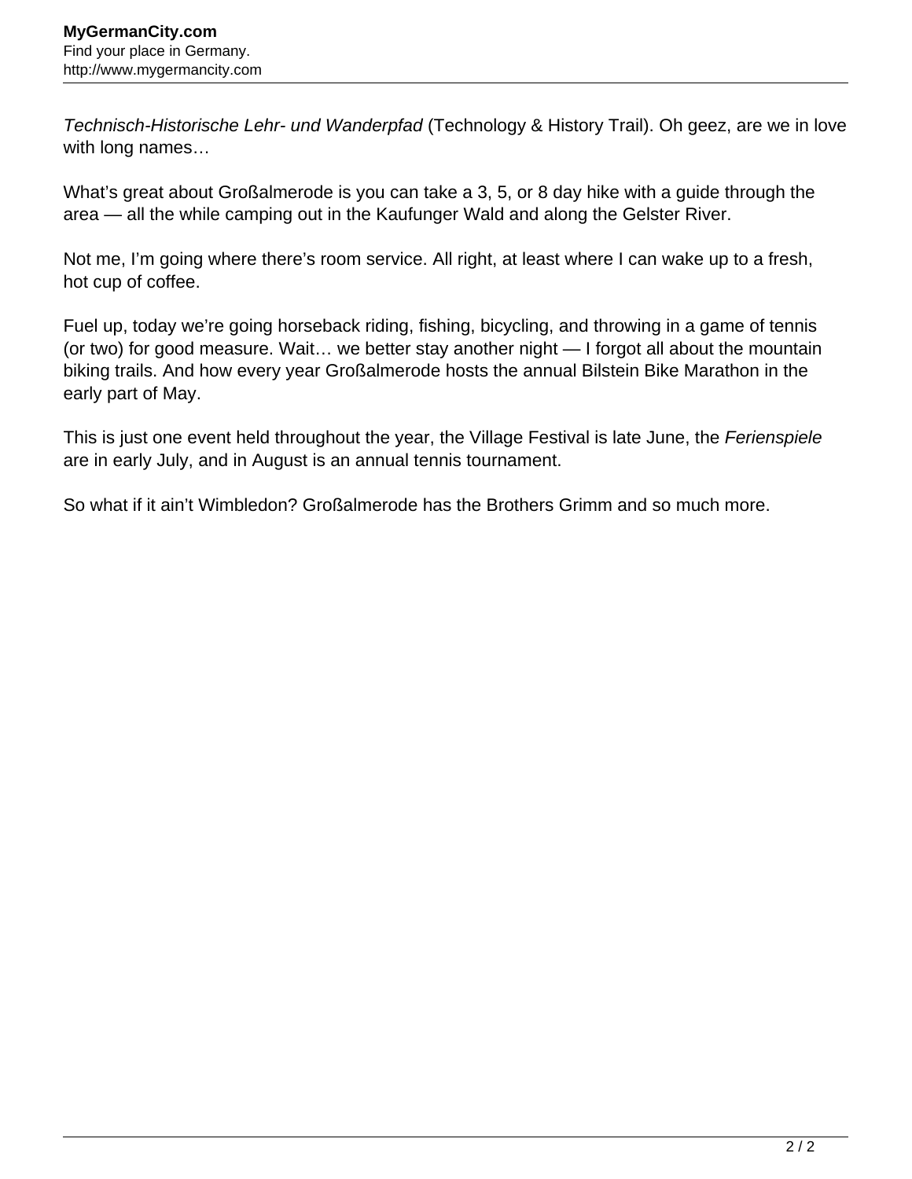*Technisch-Historische Lehr- und Wanderpfad* (Technology & History Trail). Oh geez, are we in love with long names…

What's great about Großalmerode is you can take a 3, 5, or 8 day hike with a guide through the area — all the while camping out in the Kaufunger Wald and along the Gelster River.

Not me, I'm going where there's room service. All right, at least where I can wake up to a fresh, hot cup of coffee.

Fuel up, today we're going horseback riding, fishing, bicycling, and throwing in a game of tennis (or two) for good measure. Wait… we better stay another night — I forgot all about the mountain biking trails. And how every year Großalmerode hosts the annual Bilstein Bike Marathon in the early part of May.

This is just one event held throughout the year, the Village Festival is late June, the *Ferienspiele* are in early July, and in August is an annual tennis tournament.

So what if it ain't Wimbledon? Großalmerode has the Brothers Grimm and so much more.